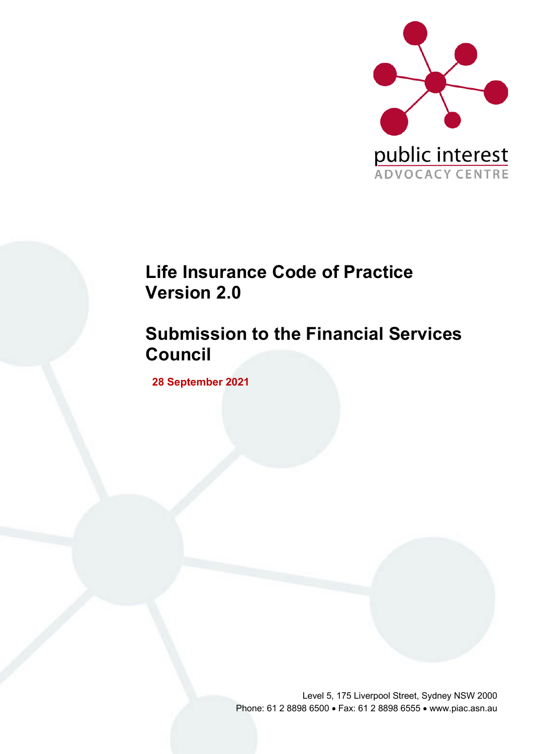public interest
ADVOCACY CENTRE

# Life Insurance Code of Practice Version 2.0

# Submission to the Financial Services Council

**28 September 2021**

Level 5, 175 Liverpool Street, Sydney NSW 2000
Phone: 61 2 8898 6500 • Fax: 61 2 8898 6555 • www.piac.asn.au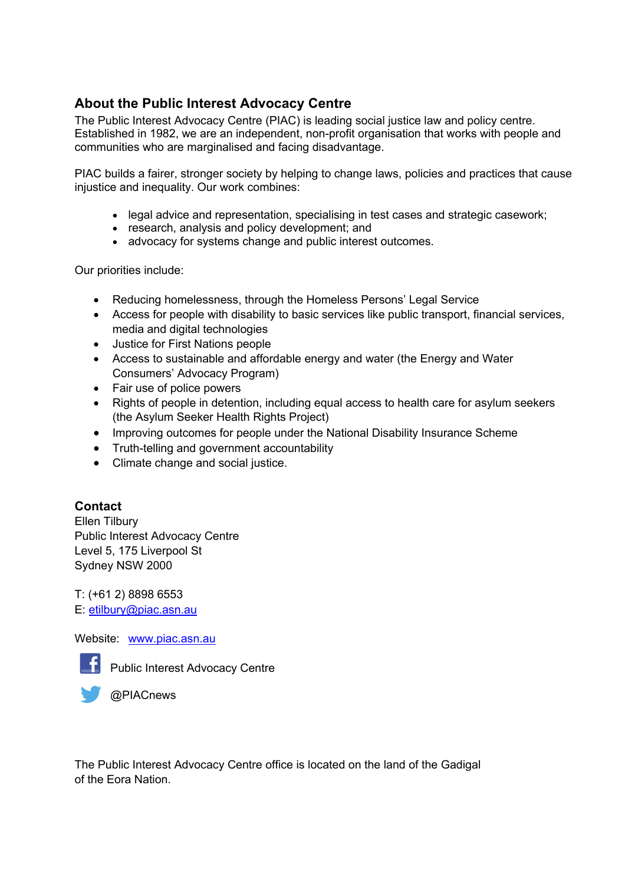## About the Public Interest Advocacy Centre

The Public Interest Advocacy Centre (PIAC) is leading social justice law and policy centre. Established in 1982, we are an independent, non-profit organisation that works with people and communities who are marginalised and facing disadvantage.

PIAC builds a fairer, stronger society by helping to change laws, policies and practices that cause injustice and inequality. Our work combines:

- legal advice and representation, specialising in test cases and strategic casework;
- research, analysis and policy development; and
- advocacy for systems change and public interest outcomes.

Our priorities include:

- Reducing homelessness, through the Homeless Persons' Legal Service
- Access for people with disability to basic services like public transport, financial services, media and digital technologies
- Justice for First Nations people
- Access to sustainable and affordable energy and water (the Energy and Water Consumers' Advocacy Program)
- Fair use of police powers
- Rights of people in detention, including equal access to health care for asylum seekers (the Asylum Seeker Health Rights Project)
- Improving outcomes for people under the National Disability Insurance Scheme
- Truth-telling and government accountability
- Climate change and social justice.

### Contact

Ellen Tilbury
Public Interest Advocacy Centre
Level 5, 175 Liverpool St
Sydney NSW 2000

T: (+61 2) 8898 6553
E: etilbury@piac.asn.au

Website: www.piac.asn.au

Public Interest Advocacy Centre

@PIACnews

The Public Interest Advocacy Centre office is located on the land of the Gadigal of the Eora Nation.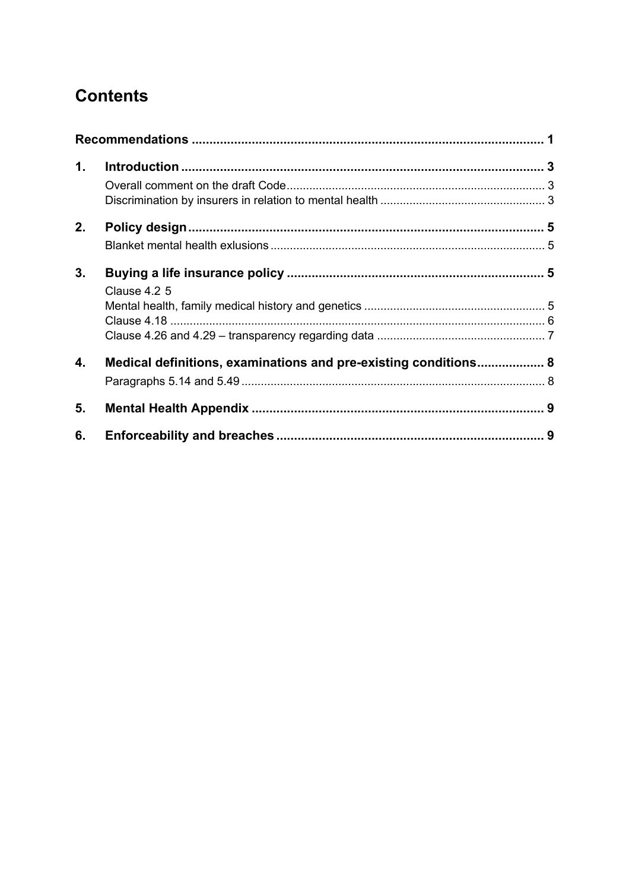# Contents

| | | |
|---|---|---|
| **Recommendations** | | **1** |
| **1.** | **Introduction** | **3** |
| | Overall comment on the draft Code | 3 |
| | Discrimination by insurers in relation to mental health | 3 |
| **2.** | **Policy design** | **5** |
| | Blanket mental health exlusions | 5 |
| **3.** | **Buying a life insurance policy** | **5** |
| | Clause 4.2 | 5 |
| | Mental health, family medical history and genetics | 5 |
| | Clause 4.18 | 6 |
| | Clause 4.26 and 4.29 – transparency regarding data | 7 |
| **4.** | **Medical definitions, examinations and pre-existing conditions** | **8** |
| | Paragraphs 5.14 and 5.49 | 8 |
| **5.** | **Mental Health Appendix** | **9** |
| **6.** | **Enforceability and breaches** | **9** |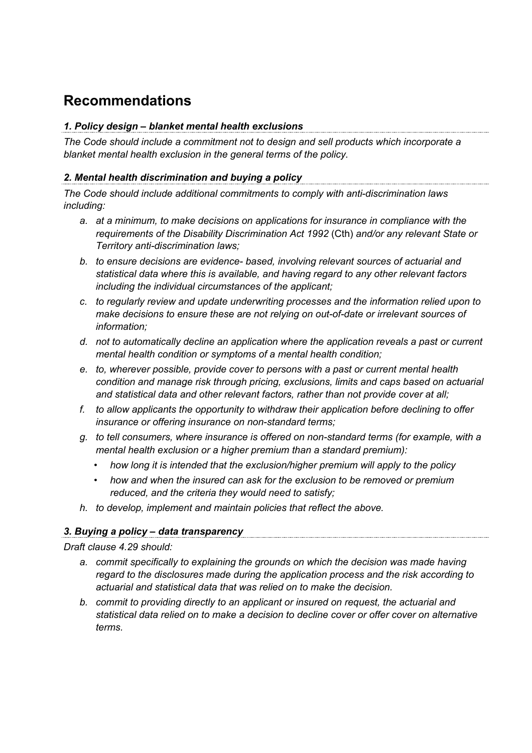## Recommendations

### *1. Policy design – blanket mental health exclusions*

*The Code should include a commitment not to design and sell products which incorporate a blanket mental health exclusion in the general terms of the policy.*

### *2. Mental health discrimination and buying a policy*

*The Code should include additional commitments to comply with anti-discrimination laws including:*

a. *at a minimum, to make decisions on applications for insurance in compliance with the requirements of the Disability Discrimination Act 1992* (Cth) *and/or any relevant State or Territory anti-discrimination laws;*
b. *to ensure decisions are evidence- based, involving relevant sources of actuarial and statistical data where this is available, and having regard to any other relevant factors including the individual circumstances of the applicant;*
c. *to regularly review and update underwriting processes and the information relied upon to make decisions to ensure these are not relying on out-of-date or irrelevant sources of information;*
d. *not to automatically decline an application where the application reveals a past or current mental health condition or symptoms of a mental health condition;*
e. *to, wherever possible, provide cover to persons with a past or current mental health condition and manage risk through pricing, exclusions, limits and caps based on actuarial and statistical data and other relevant factors, rather than not provide cover at all;*
f. *to allow applicants the opportunity to withdraw their application before declining to offer insurance or offering insurance on non-standard terms;*
g. *to tell consumers, where insurance is offered on non-standard terms (for example, with a mental health exclusion or a higher premium than a standard premium):*
    - *how long it is intended that the exclusion/higher premium will apply to the policy*
    - *how and when the insured can ask for the exclusion to be removed or premium reduced, and the criteria they would need to satisfy;*
h. *to develop, implement and maintain policies that reflect the above.*

### *3. Buying a policy – data transparency*

*Draft clause 4.29 should:*

a. *commit specifically to explaining the grounds on which the decision was made having regard to the disclosures made during the application process and the risk according to actuarial and statistical data that was relied on to make the decision.*
b. *commit to providing directly to an applicant or insured on request, the actuarial and statistical data relied on to make a decision to decline cover or offer cover on alternative terms.*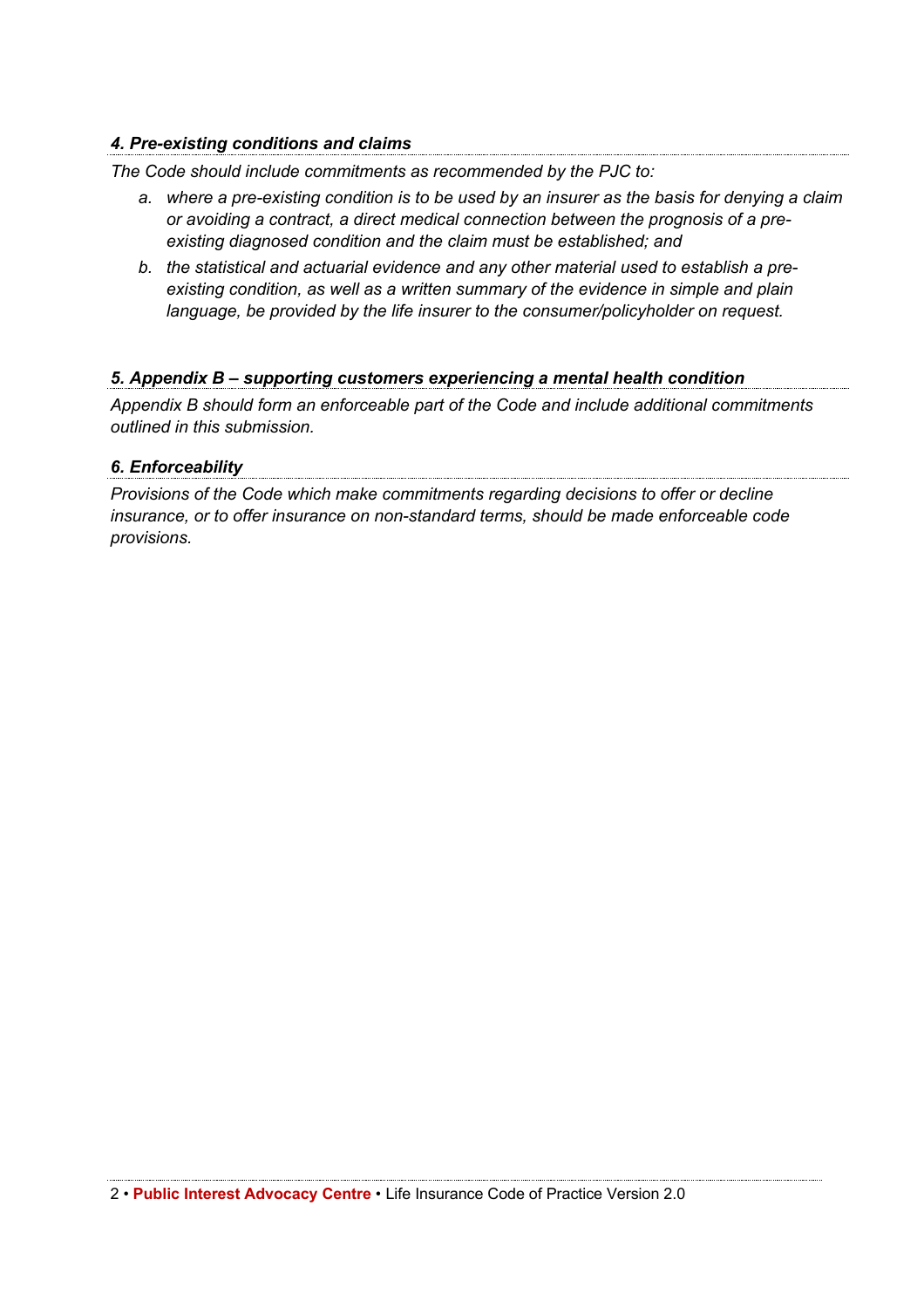### *4. Pre-existing conditions and claims*

*The Code should include commitments as recommended by the PJC to:*

a. *where a pre-existing condition is to be used by an insurer as the basis for denying a claim or avoiding a contract, a direct medical connection between the prognosis of a pre-existing diagnosed condition and the claim must be established; and*
b. *the statistical and actuarial evidence and any other material used to establish a pre-existing condition, as well as a written summary of the evidence in simple and plain language, be provided by the life insurer to the consumer/policyholder on request.*

### *5. Appendix B – supporting customers experiencing a mental health condition*

*Appendix B should form an enforceable part of the Code and include additional commitments outlined in this submission.*

### *6. Enforceability*

*Provisions of the Code which make commitments regarding decisions to offer or decline insurance, or to offer insurance on non-standard terms, should be made enforceable code provisions.*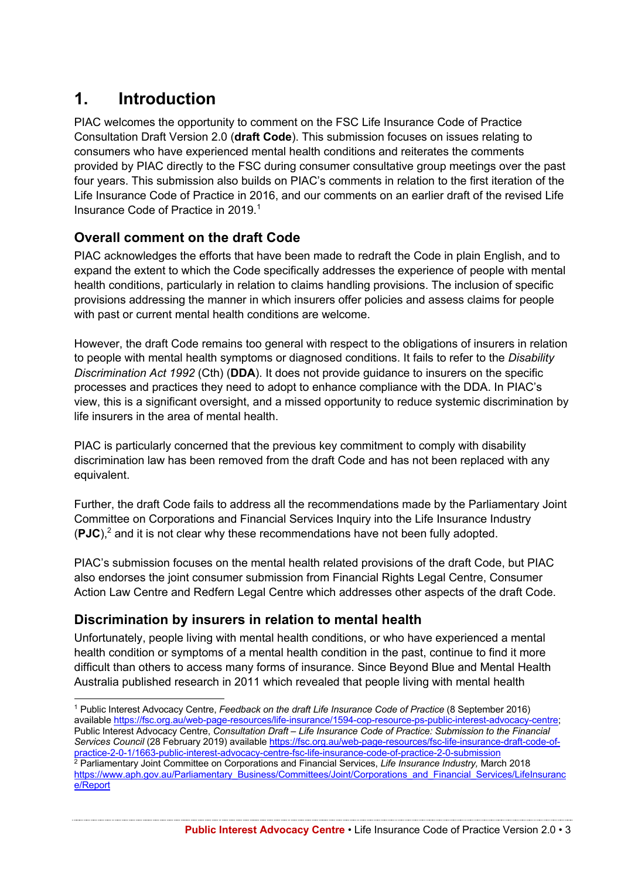# 1. Introduction

PIAC welcomes the opportunity to comment on the FSC Life Insurance Code of Practice Consultation Draft Version 2.0 (**draft Code**). This submission focuses on issues relating to consumers who have experienced mental health conditions and reiterates the comments provided by PIAC directly to the FSC during consumer consultative group meetings over the past four years. This submission also builds on PIAC's comments in relation to the first iteration of the Life Insurance Code of Practice in 2016, and our comments on an earlier draft of the revised Life Insurance Code of Practice in 2019.[1]

## Overall comment on the draft Code

PIAC acknowledges the efforts that have been made to redraft the Code in plain English, and to expand the extent to which the Code specifically addresses the experience of people with mental health conditions, particularly in relation to claims handling provisions. The inclusion of specific provisions addressing the manner in which insurers offer policies and assess claims for people with past or current mental health conditions are welcome.

However, the draft Code remains too general with respect to the obligations of insurers in relation to people with mental health symptoms or diagnosed conditions. It fails to refer to the *Disability Discrimination Act 1992* (Cth) (**DDA**). It does not provide guidance to insurers on the specific processes and practices they need to adopt to enhance compliance with the DDA. In PIAC's view, this is a significant oversight, and a missed opportunity to reduce systemic discrimination by life insurers in the area of mental health.

PIAC is particularly concerned that the previous key commitment to comply with disability discrimination law has been removed from the draft Code and has not been replaced with any equivalent.

Further, the draft Code fails to address all the recommendations made by the Parliamentary Joint Committee on Corporations and Financial Services Inquiry into the Life Insurance Industry (**PJC**),[2] and it is not clear why these recommendations have not been fully adopted.

PIAC's submission focuses on the mental health related provisions of the draft Code, but PIAC also endorses the joint consumer submission from Financial Rights Legal Centre, Consumer Action Law Centre and Redfern Legal Centre which addresses other aspects of the draft Code.

## Discrimination by insurers in relation to mental health

Unfortunately, people living with mental health conditions, or who have experienced a mental health condition or symptoms of a mental health condition in the past, continue to find it more difficult than others to access many forms of insurance. Since Beyond Blue and Mental Health Australia published research in 2011 which revealed that people living with mental health

---

[1] Public Interest Advocacy Centre, *Feedback on the draft Life Insurance Code of Practice* (8 September 2016) available https://fsc.org.au/web-page-resources/life-insurance/1594-cop-resource-ps-public-interest-advocacy-centre; Public Interest Advocacy Centre, *Consultation Draft – Life Insurance Code of Practice: Submission to the Financial Services Council* (28 February 2019) available https://fsc.org.au/web-page-resources/fsc-life-insurance-draft-code-of-practice-2-0-1/1663-public-interest-advocacy-centre-fsc-life-insurance-code-of-practice-2-0-submission

[2] Parliamentary Joint Committee on Corporations and Financial Services, *Life Insurance Industry,* March 2018 https://www.aph.gov.au/Parliamentary_Business/Committees/Joint/Corporations_and_Financial_Services/LifeInsurance/Report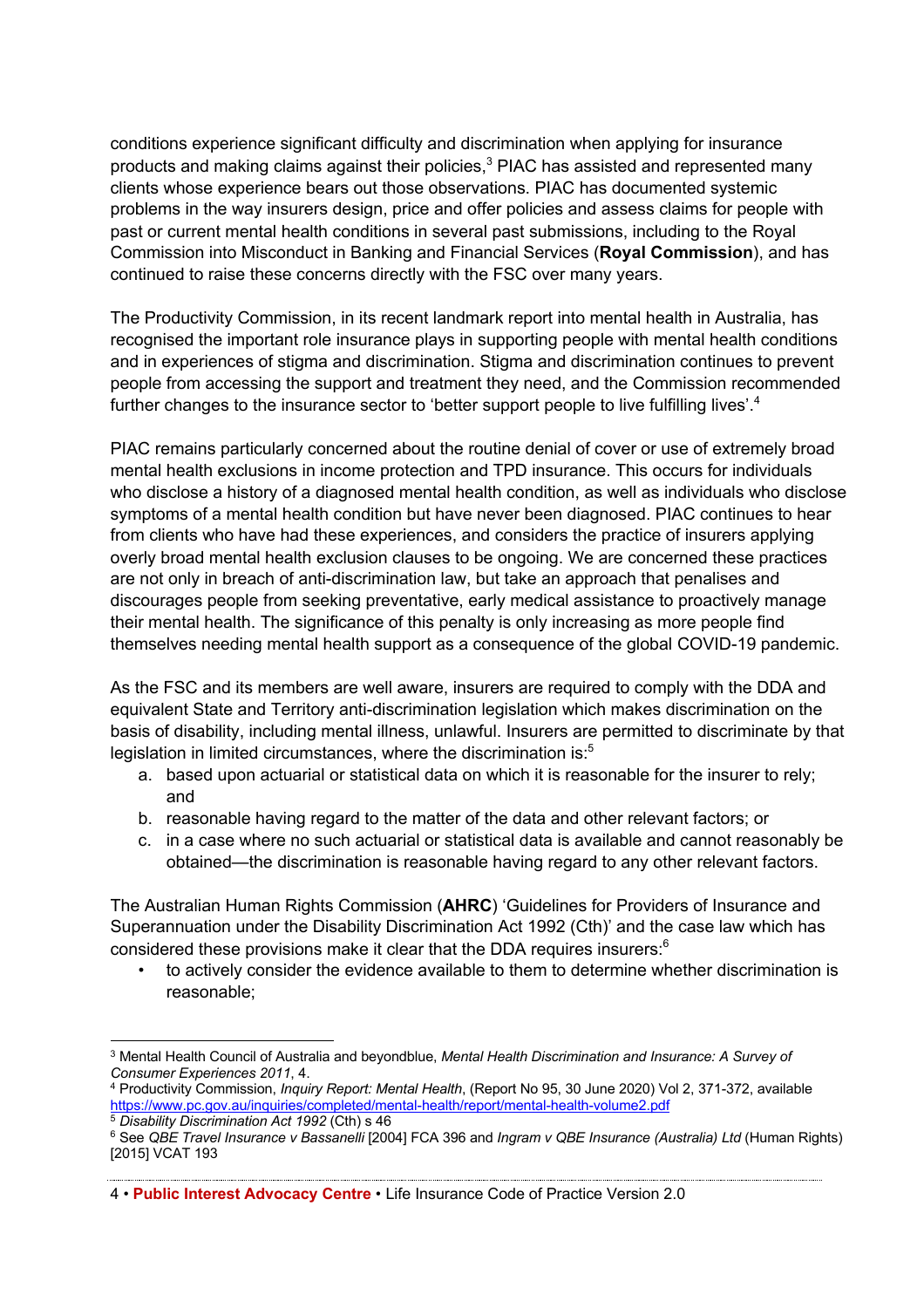conditions experience significant difficulty and discrimination when applying for insurance products and making claims against their policies,[3] PIAC has assisted and represented many clients whose experience bears out those observations. PIAC has documented systemic problems in the way insurers design, price and offer policies and assess claims for people with past or current mental health conditions in several past submissions, including to the Royal Commission into Misconduct in Banking and Financial Services (**Royal Commission**), and has continued to raise these concerns directly with the FSC over many years.

The Productivity Commission, in its recent landmark report into mental health in Australia, has recognised the important role insurance plays in supporting people with mental health conditions and in experiences of stigma and discrimination. Stigma and discrimination continues to prevent people from accessing the support and treatment they need, and the Commission recommended further changes to the insurance sector to 'better support people to live fulfilling lives'.[4]

PIAC remains particularly concerned about the routine denial of cover or use of extremely broad mental health exclusions in income protection and TPD insurance. This occurs for individuals who disclose a history of a diagnosed mental health condition, as well as individuals who disclose symptoms of a mental health condition but have never been diagnosed. PIAC continues to hear from clients who have had these experiences, and considers the practice of insurers applying overly broad mental health exclusion clauses to be ongoing. We are concerned these practices are not only in breach of anti-discrimination law, but take an approach that penalises and discourages people from seeking preventative, early medical assistance to proactively manage their mental health. The significance of this penalty is only increasing as more people find themselves needing mental health support as a consequence of the global COVID-19 pandemic.

As the FSC and its members are well aware, insurers are required to comply with the DDA and equivalent State and Territory anti-discrimination legislation which makes discrimination on the basis of disability, including mental illness, unlawful. Insurers are permitted to discriminate by that legislation in limited circumstances, where the discrimination is:[5]

a. based upon actuarial or statistical data on which it is reasonable for the insurer to rely; and
b. reasonable having regard to the matter of the data and other relevant factors; or
c. in a case where no such actuarial or statistical data is available and cannot reasonably be obtained—the discrimination is reasonable having regard to any other relevant factors.

The Australian Human Rights Commission (**AHRC**) 'Guidelines for Providers of Insurance and Superannuation under the Disability Discrimination Act 1992 (Cth)' and the case law which has considered these provisions make it clear that the DDA requires insurers:[6]

- to actively consider the evidence available to them to determine whether discrimination is reasonable;

---

[3] Mental Health Council of Australia and beyondblue, *Mental Health Discrimination and Insurance: A Survey of Consumer Experiences 2011*, 4.

[4] Productivity Commission, *Inquiry Report: Mental Health*, (Report No 95, 30 June 2020) Vol 2, 371-372, available https://www.pc.gov.au/inquiries/completed/mental-health/report/mental-health-volume2.pdf

[5] *Disability Discrimination Act 1992* (Cth) s 46

[6] See *QBE Travel Insurance v Bassanelli* [2004] FCA 396 and *Ingram v QBE Insurance (Australia) Ltd* (Human Rights) [2015] VCAT 193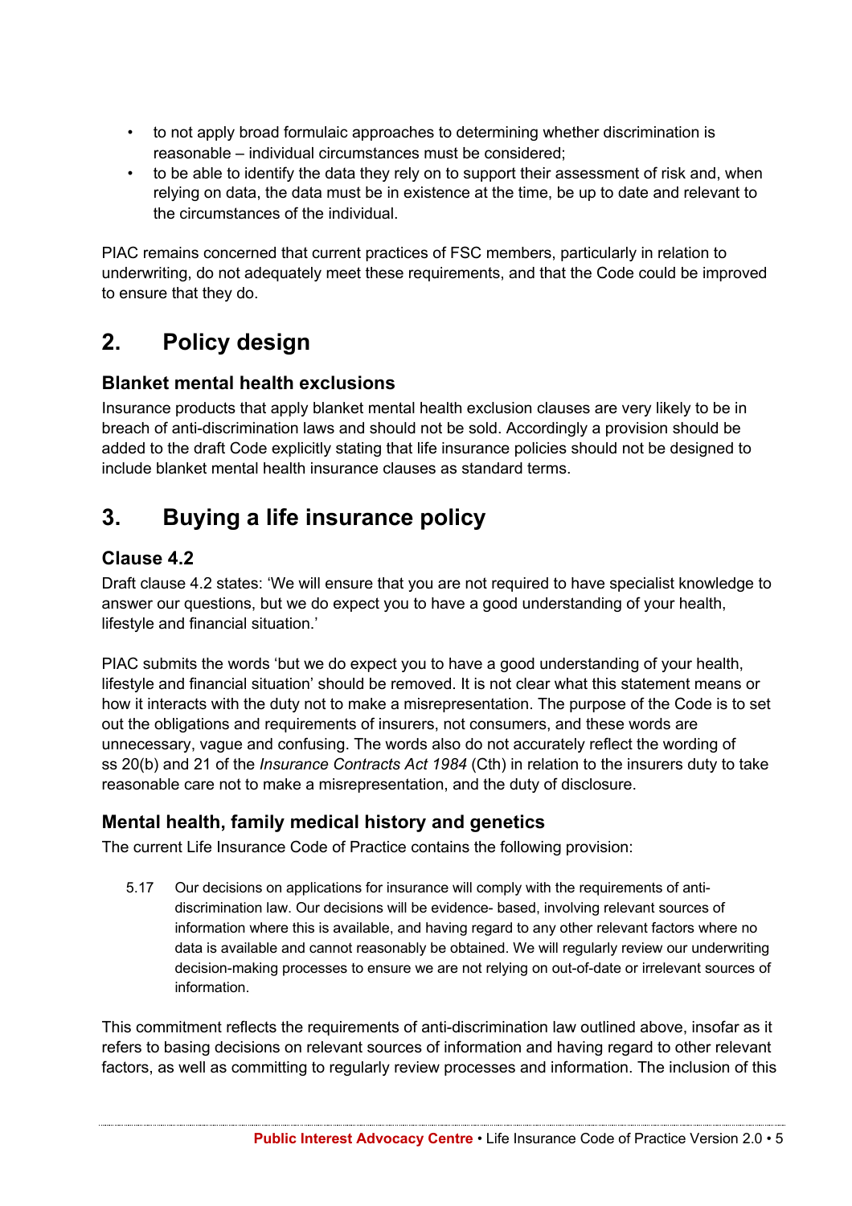- to not apply broad formulaic approaches to determining whether discrimination is reasonable – individual circumstances must be considered;
- to be able to identify the data they rely on to support their assessment of risk and, when relying on data, the data must be in existence at the time, be up to date and relevant to the circumstances of the individual.

PIAC remains concerned that current practices of FSC members, particularly in relation to underwriting, do not adequately meet these requirements, and that the Code could be improved to ensure that they do.

# 2. Policy design

### Blanket mental health exclusions

Insurance products that apply blanket mental health exclusion clauses are very likely to be in breach of anti-discrimination laws and should not be sold. Accordingly a provision should be added to the draft Code explicitly stating that life insurance policies should not be designed to include blanket mental health insurance clauses as standard terms.

# 3. Buying a life insurance policy

### Clause 4.2

Draft clause 4.2 states: 'We will ensure that you are not required to have specialist knowledge to answer our questions, but we do expect you to have a good understanding of your health, lifestyle and financial situation.'

PIAC submits the words 'but we do expect you to have a good understanding of your health, lifestyle and financial situation' should be removed. It is not clear what this statement means or how it interacts with the duty not to make a misrepresentation. The purpose of the Code is to set out the obligations and requirements of insurers, not consumers, and these words are unnecessary, vague and confusing. The words also do not accurately reflect the wording of ss 20(b) and 21 of the *Insurance Contracts Act 1984* (Cth) in relation to the insurers duty to take reasonable care not to make a misrepresentation, and the duty of disclosure.

### Mental health, family medical history and genetics

The current Life Insurance Code of Practice contains the following provision:

> 5.17 Our decisions on applications for insurance will comply with the requirements of anti-discrimination law. Our decisions will be evidence- based, involving relevant sources of information where this is available, and having regard to any other relevant factors where no data is available and cannot reasonably be obtained. We will regularly review our underwriting decision-making processes to ensure we are not relying on out-of-date or irrelevant sources of information.

This commitment reflects the requirements of anti-discrimination law outlined above, insofar as it refers to basing decisions on relevant sources of information and having regard to other relevant factors, as well as committing to regularly review processes and information. The inclusion of this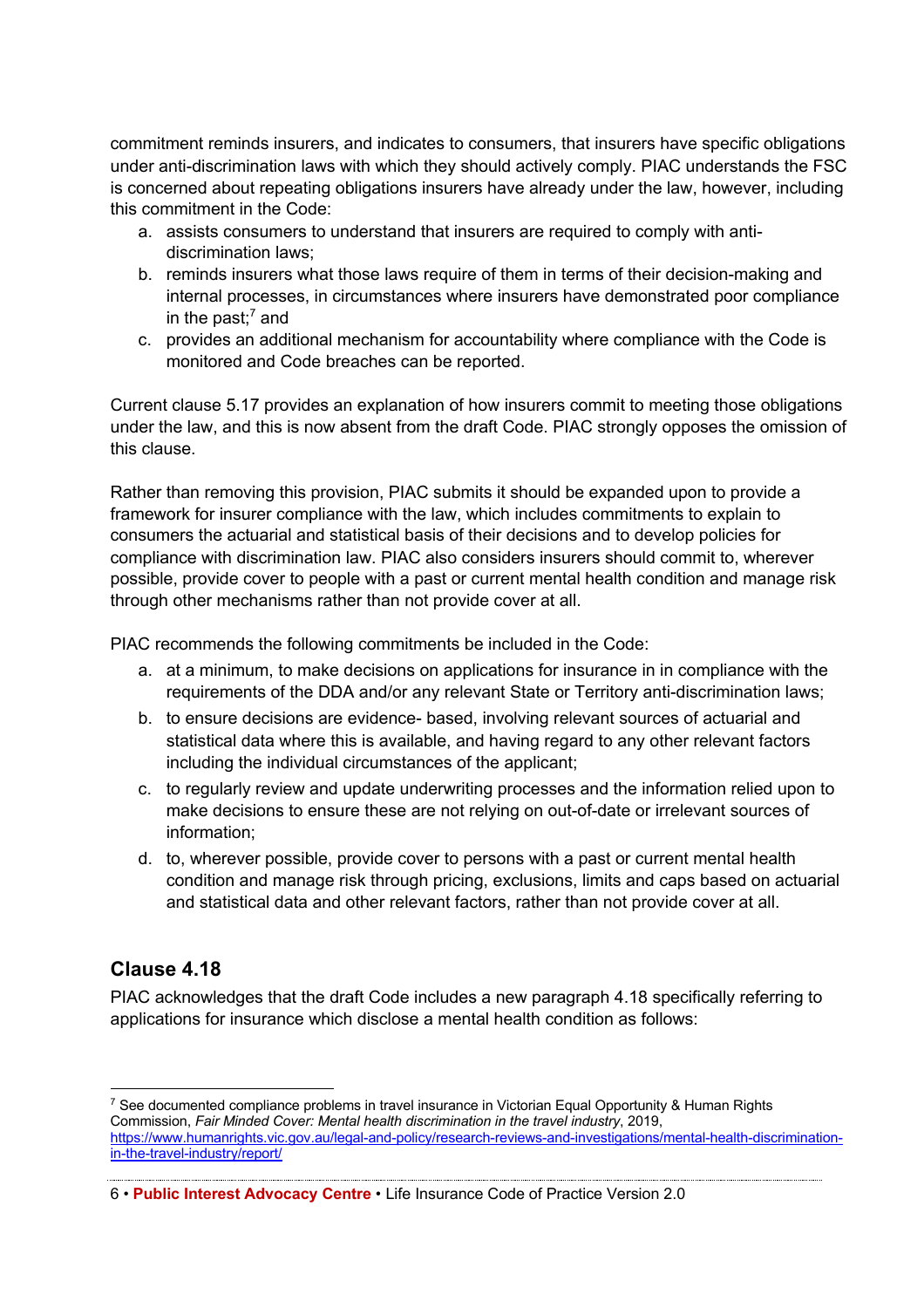commitment reminds insurers, and indicates to consumers, that insurers have specific obligations under anti-discrimination laws with which they should actively comply. PIAC understands the FSC is concerned about repeating obligations insurers have already under the law, however, including this commitment in the Code:

a. assists consumers to understand that insurers are required to comply with anti-discrimination laws;
b. reminds insurers what those laws require of them in terms of their decision-making and internal processes, in circumstances where insurers have demonstrated poor compliance in the past;[7] and
c. provides an additional mechanism for accountability where compliance with the Code is monitored and Code breaches can be reported.

Current clause 5.17 provides an explanation of how insurers commit to meeting those obligations under the law, and this is now absent from the draft Code. PIAC strongly opposes the omission of this clause.

Rather than removing this provision, PIAC submits it should be expanded upon to provide a framework for insurer compliance with the law, which includes commitments to explain to consumers the actuarial and statistical basis of their decisions and to develop policies for compliance with discrimination law. PIAC also considers insurers should commit to, wherever possible, provide cover to people with a past or current mental health condition and manage risk through other mechanisms rather than not provide cover at all.

PIAC recommends the following commitments be included in the Code:

a. at a minimum, to make decisions on applications for insurance in in compliance with the requirements of the DDA and/or any relevant State or Territory anti-discrimination laws;
b. to ensure decisions are evidence- based, involving relevant sources of actuarial and statistical data where this is available, and having regard to any other relevant factors including the individual circumstances of the applicant;
c. to regularly review and update underwriting processes and the information relied upon to make decisions to ensure these are not relying on out-of-date or irrelevant sources of information;
d. to, wherever possible, provide cover to persons with a past or current mental health condition and manage risk through pricing, exclusions, limits and caps based on actuarial and statistical data and other relevant factors, rather than not provide cover at all.

## Clause 4.18

PIAC acknowledges that the draft Code includes a new paragraph 4.18 specifically referring to applications for insurance which disclose a mental health condition as follows:

---

[7] See documented compliance problems in travel insurance in Victorian Equal Opportunity & Human Rights Commission, *Fair Minded Cover: Mental health discrimination in the travel industry*, 2019, https://www.humanrights.vic.gov.au/legal-and-policy/research-reviews-and-investigations/mental-health-discrimination-in-the-travel-industry/report/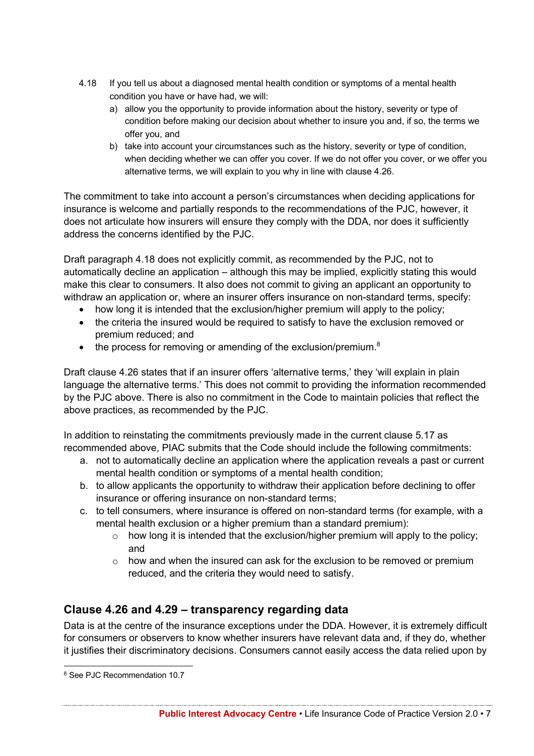4.18 If you tell us about a diagnosed mental health condition or symptoms of a mental health condition you have or have had, we will:

a) allow you the opportunity to provide information about the history, severity or type of condition before making our decision about whether to insure you and, if so, the terms we offer you, and

b) take into account your circumstances such as the history, severity or type of condition, when deciding whether we can offer you cover. If we do not offer you cover, or we offer you alternative terms, we will explain to you why in line with clause 4.26.

The commitment to take into account a person's circumstances when deciding applications for insurance is welcome and partially responds to the recommendations of the PJC, however, it does not articulate how insurers will ensure they comply with the DDA, nor does it sufficiently address the concerns identified by the PJC.

Draft paragraph 4.18 does not explicitly commit, as recommended by the PJC, not to automatically decline an application – although this may be implied, explicitly stating this would make this clear to consumers. It also does not commit to giving an applicant an opportunity to withdraw an application or, where an insurer offers insurance on non-standard terms, specify:

- how long it is intended that the exclusion/higher premium will apply to the policy;
- the criteria the insured would be required to satisfy to have the exclusion removed or premium reduced; and
- the process for removing or amending of the exclusion/premium.[8]

Draft clause 4.26 states that if an insurer offers 'alternative terms,' they 'will explain in plain language the alternative terms.' This does not commit to providing the information recommended by the PJC above. There is also no commitment in the Code to maintain policies that reflect the above practices, as recommended by the PJC.

In addition to reinstating the commitments previously made in the current clause 5.17 as recommended above, PIAC submits that the Code should include the following commitments:

a. not to automatically decline an application where the application reveals a past or current mental health condition or symptoms of a mental health condition;
b. to allow applicants the opportunity to withdraw their application before declining to offer insurance or offering insurance on non-standard terms;
c. to tell consumers, where insurance is offered on non-standard terms (for example, with a mental health exclusion or a higher premium than a standard premium):
    - how long it is intended that the exclusion/higher premium will apply to the policy; and
    - how and when the insured can ask for the exclusion to be removed or premium reduced, and the criteria they would need to satisfy.

## Clause 4.26 and 4.29 – transparency regarding data

Data is at the centre of the insurance exceptions under the DDA. However, it is extremely difficult for consumers or observers to know whether insurers have relevant data and, if they do, whether it justifies their discriminatory decisions. Consumers cannot easily access the data relied upon by

[8] See PJC Recommendation 10.7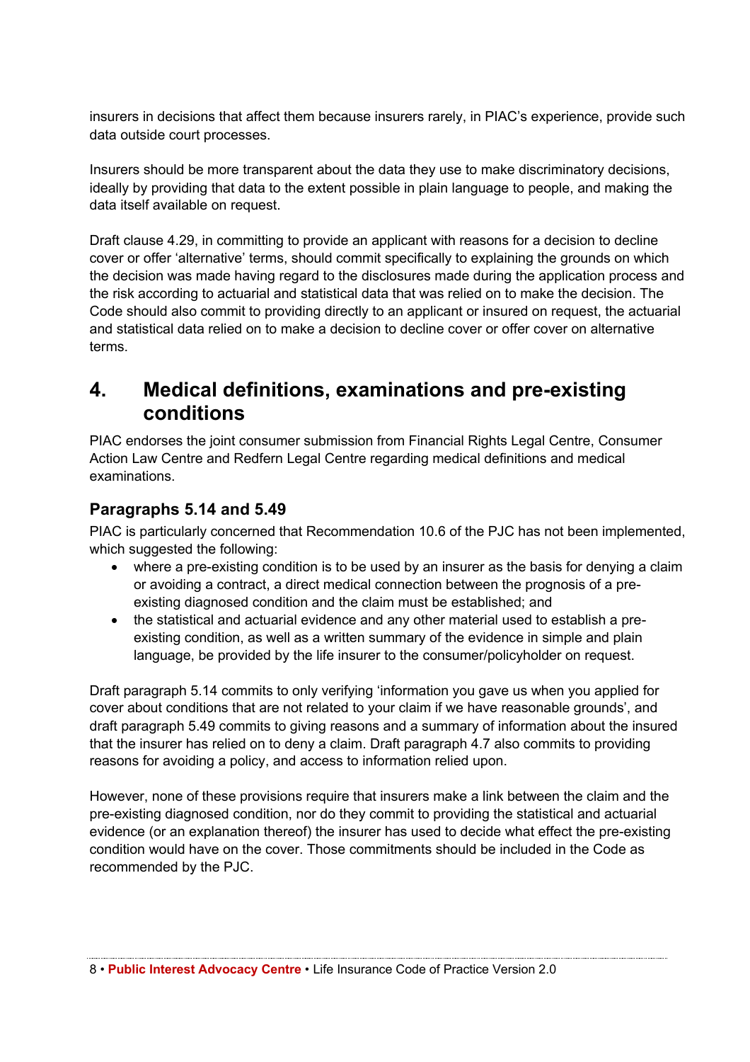insurers in decisions that affect them because insurers rarely, in PIAC's experience, provide such data outside court processes.

Insurers should be more transparent about the data they use to make discriminatory decisions, ideally by providing that data to the extent possible in plain language to people, and making the data itself available on request.

Draft clause 4.29, in committing to provide an applicant with reasons for a decision to decline cover or offer 'alternative' terms, should commit specifically to explaining the grounds on which the decision was made having regard to the disclosures made during the application process and the risk according to actuarial and statistical data that was relied on to make the decision. The Code should also commit to providing directly to an applicant or insured on request, the actuarial and statistical data relied on to make a decision to decline cover or offer cover on alternative terms.

## 4. Medical definitions, examinations and pre-existing conditions

PIAC endorses the joint consumer submission from Financial Rights Legal Centre, Consumer Action Law Centre and Redfern Legal Centre regarding medical definitions and medical examinations.

### Paragraphs 5.14 and 5.49

PIAC is particularly concerned that Recommendation 10.6 of the PJC has not been implemented, which suggested the following:

- where a pre-existing condition is to be used by an insurer as the basis for denying a claim or avoiding a contract, a direct medical connection between the prognosis of a pre-existing diagnosed condition and the claim must be established; and
- the statistical and actuarial evidence and any other material used to establish a pre-existing condition, as well as a written summary of the evidence in simple and plain language, be provided by the life insurer to the consumer/policyholder on request.

Draft paragraph 5.14 commits to only verifying 'information you gave us when you applied for cover about conditions that are not related to your claim if we have reasonable grounds', and draft paragraph 5.49 commits to giving reasons and a summary of information about the insured that the insurer has relied on to deny a claim. Draft paragraph 4.7 also commits to providing reasons for avoiding a policy, and access to information relied upon.

However, none of these provisions require that insurers make a link between the claim and the pre-existing diagnosed condition, nor do they commit to providing the statistical and actuarial evidence (or an explanation thereof) the insurer has used to decide what effect the pre-existing condition would have on the cover. Those commitments should be included in the Code as recommended by the PJC.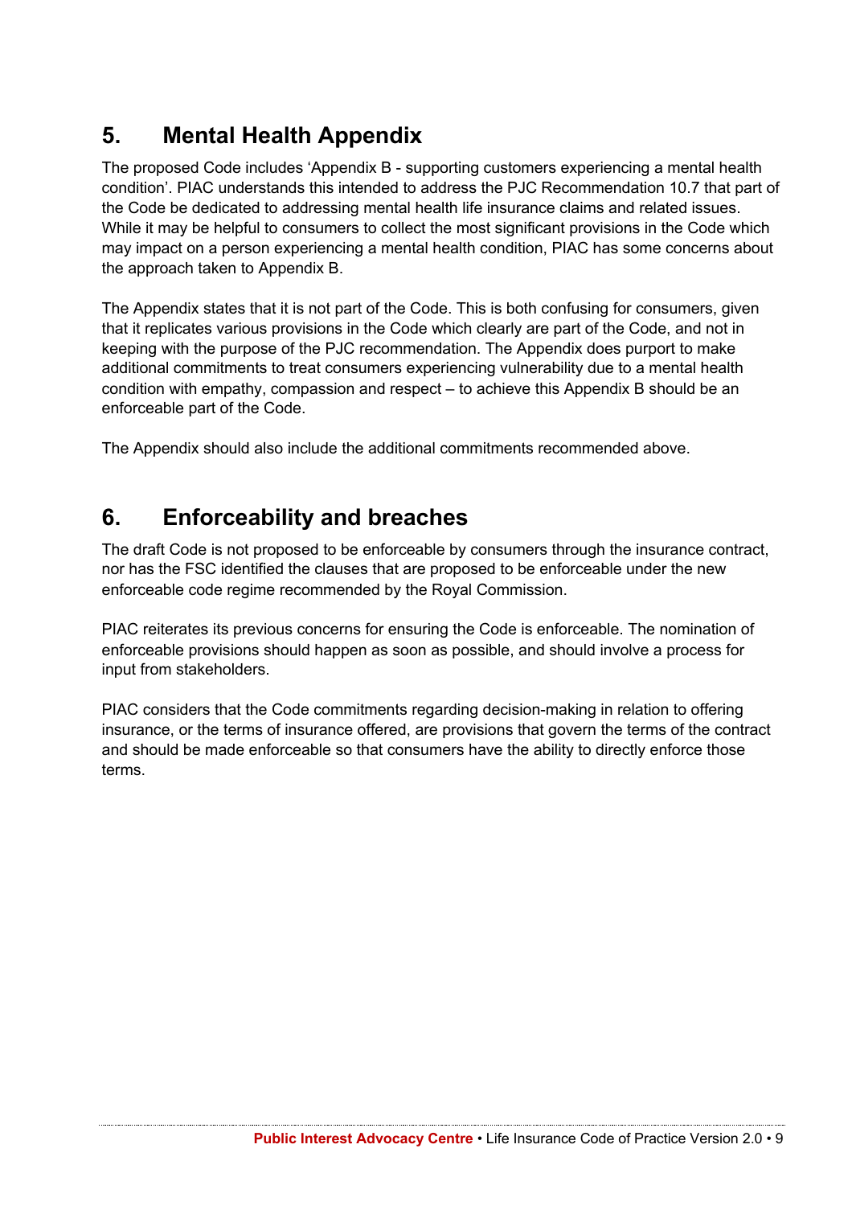## 5. Mental Health Appendix

The proposed Code includes 'Appendix B - supporting customers experiencing a mental health condition'. PIAC understands this intended to address the PJC Recommendation 10.7 that part of the Code be dedicated to addressing mental health life insurance claims and related issues. While it may be helpful to consumers to collect the most significant provisions in the Code which may impact on a person experiencing a mental health condition, PIAC has some concerns about the approach taken to Appendix B.

The Appendix states that it is not part of the Code. This is both confusing for consumers, given that it replicates various provisions in the Code which clearly are part of the Code, and not in keeping with the purpose of the PJC recommendation. The Appendix does purport to make additional commitments to treat consumers experiencing vulnerability due to a mental health condition with empathy, compassion and respect – to achieve this Appendix B should be an enforceable part of the Code.

The Appendix should also include the additional commitments recommended above.

## 6. Enforceability and breaches

The draft Code is not proposed to be enforceable by consumers through the insurance contract, nor has the FSC identified the clauses that are proposed to be enforceable under the new enforceable code regime recommended by the Royal Commission.

PIAC reiterates its previous concerns for ensuring the Code is enforceable. The nomination of enforceable provisions should happen as soon as possible, and should involve a process for input from stakeholders.

PIAC considers that the Code commitments regarding decision-making in relation to offering insurance, or the terms of insurance offered, are provisions that govern the terms of the contract and should be made enforceable so that consumers have the ability to directly enforce those terms.